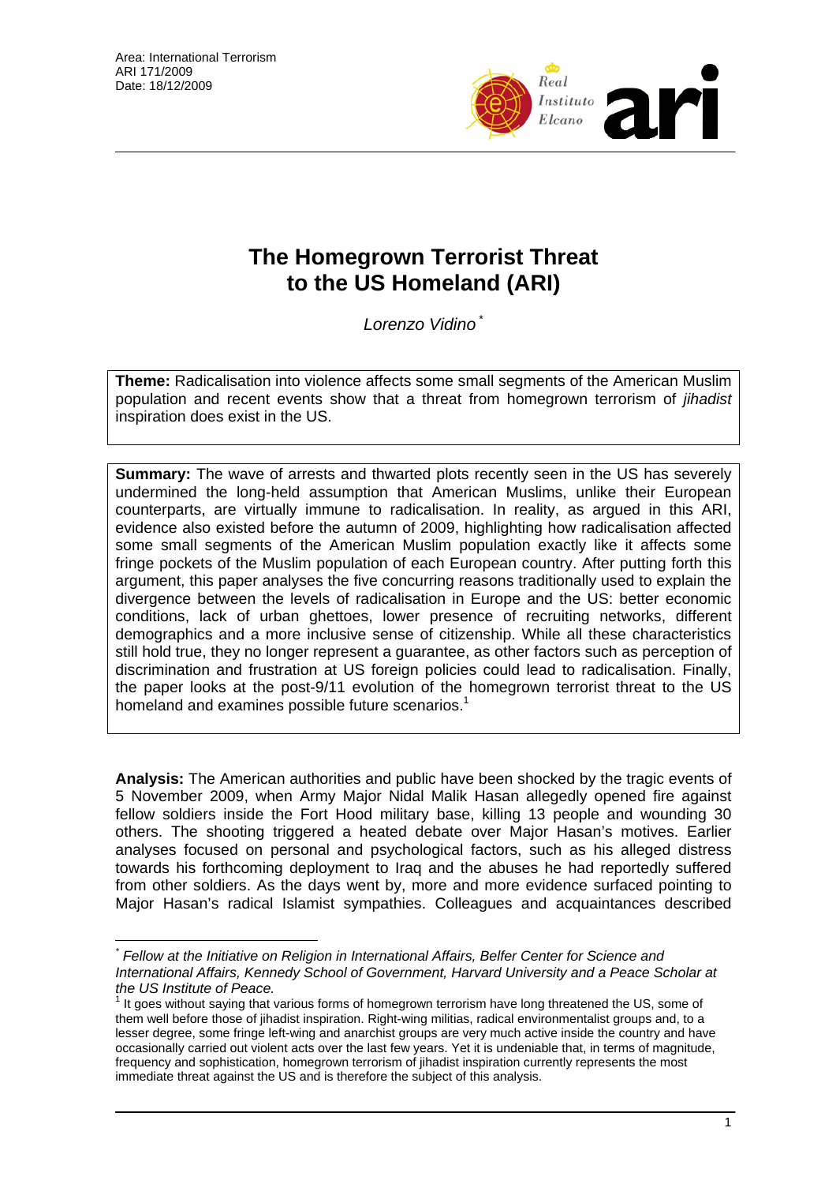Area: International Terrorism
ARI 171/2009
Date: 18/12/2009

# The Homegrown Terrorist Threat to the US Homeland (ARI)

*Lorenzo Vidino* [*]

**Theme:** Radicalisation into violence affects some small segments of the American Muslim population and recent events show that a threat from homegrown terrorism of *jihadist* inspiration does exist in the US.

**Summary:** The wave of arrests and thwarted plots recently seen in the US has severely undermined the long-held assumption that American Muslims, unlike their European counterparts, are virtually immune to radicalisation. In reality, as argued in this ARI, evidence also existed before the autumn of 2009, highlighting how radicalisation affected some small segments of the American Muslim population exactly like it affects some fringe pockets of the Muslim population of each European country. After putting forth this argument, this paper analyses the five concurring reasons traditionally used to explain the divergence between the levels of radicalisation in Europe and the US: better economic conditions, lack of urban ghettoes, lower presence of recruiting networks, different demographics and a more inclusive sense of citizenship. While all these characteristics still hold true, they no longer represent a guarantee, as other factors such as perception of discrimination and frustration at US foreign policies could lead to radicalisation. Finally, the paper looks at the post-9/11 evolution of the homegrown terrorist threat to the US homeland and examines possible future scenarios.[1]

**Analysis:** The American authorities and public have been shocked by the tragic events of 5 November 2009, when Army Major Nidal Malik Hasan allegedly opened fire against fellow soldiers inside the Fort Hood military base, killing 13 people and wounding 30 others. The shooting triggered a heated debate over Major Hasan's motives. Earlier analyses focused on personal and psychological factors, such as his alleged distress towards his forthcoming deployment to Iraq and the abuses he had reportedly suffered from other soldiers. As the days went by, more and more evidence surfaced pointing to Major Hasan's radical Islamist sympathies. Colleagues and acquaintances described

---

[*] *Fellow at the Initiative on Religion in International Affairs, Belfer Center for Science and International Affairs, Kennedy School of Government, Harvard University and a Peace Scholar at the US Institute of Peace.*

[1] It goes without saying that various forms of homegrown terrorism have long threatened the US, some of them well before those of jihadist inspiration. Right-wing militias, radical environmentalist groups and, to a lesser degree, some fringe left-wing and anarchist groups are very much active inside the country and have occasionally carried out violent acts over the last few years. Yet it is undeniable that, in terms of magnitude, frequency and sophistication, homegrown terrorism of jihadist inspiration currently represents the most immediate threat against the US and is therefore the subject of this analysis.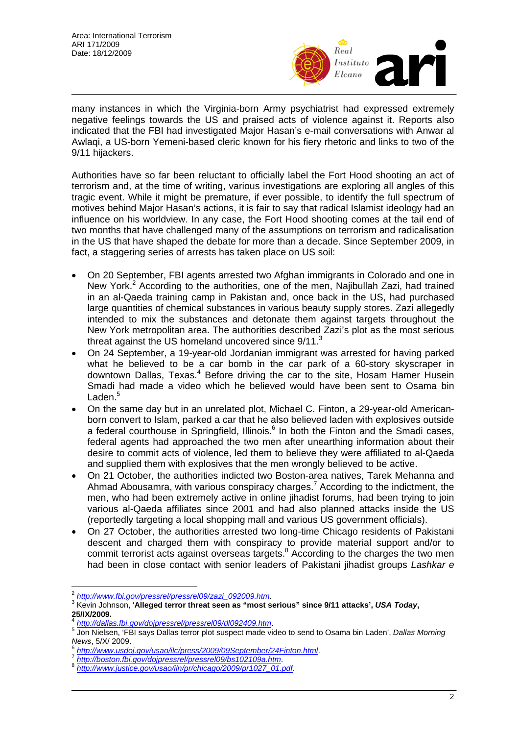many instances in which the Virginia-born Army psychiatrist had expressed extremely negative feelings towards the US and praised acts of violence against it. Reports also indicated that the FBI had investigated Major Hasan's e-mail conversations with Anwar al Awlaqi, a US-born Yemeni-based cleric known for his fiery rhetoric and links to two of the 9/11 hijackers.

Authorities have so far been reluctant to officially label the Fort Hood shooting an act of terrorism and, at the time of writing, various investigations are exploring all angles of this tragic event. While it might be premature, if ever possible, to identify the full spectrum of motives behind Major Hasan's actions, it is fair to say that radical Islamist ideology had an influence on his worldview. In any case, the Fort Hood shooting comes at the tail end of two months that have challenged many of the assumptions on terrorism and radicalisation in the US that have shaped the debate for more than a decade. Since September 2009, in fact, a staggering series of arrests has taken place on US soil:

- On 20 September, FBI agents arrested two Afghan immigrants in Colorado and one in New York.[2] According to the authorities, one of the men, Najibullah Zazi, had trained in an al-Qaeda training camp in Pakistan and, once back in the US, had purchased large quantities of chemical substances in various beauty supply stores. Zazi allegedly intended to mix the substances and detonate them against targets throughout the New York metropolitan area. The authorities described Zazi's plot as the most serious threat against the US homeland uncovered since 9/11.[3]
- On 24 September, a 19-year-old Jordanian immigrant was arrested for having parked what he believed to be a car bomb in the car park of a 60-story skyscraper in downtown Dallas, Texas.[4] Before driving the car to the site, Hosam Hamer Husein Smadi had made a video which he believed would have been sent to Osama bin Laden.[5]
- On the same day but in an unrelated plot, Michael C. Finton, a 29-year-old American-born convert to Islam, parked a car that he also believed laden with explosives outside a federal courthouse in Springfield, Illinois.[6] In both the Finton and the Smadi cases, federal agents had approached the two men after unearthing information about their desire to commit acts of violence, led them to believe they were affiliated to al-Qaeda and supplied them with explosives that the men wrongly believed to be active.
- On 21 October, the authorities indicted two Boston-area natives, Tarek Mehanna and Ahmad Abousamra, with various conspiracy charges.[7] According to the indictment, the men, who had been extremely active in online jihadist forums, had been trying to join various al-Qaeda affiliates since 2001 and had also planned attacks inside the US (reportedly targeting a local shopping mall and various US government officials).
- On 27 October, the authorities arrested two long-time Chicago residents of Pakistani descent and charged them with conspiracy to provide material support and/or to commit terrorist acts against overseas targets.[8] According to the charges the two men had been in close contact with senior leaders of Pakistani jihadist groups *Lashkar e*

---

[2] http://www.fbi.gov/pressrel/pressrel09/zazi_092009.htm.

[3] Kevin Johnson, '**Alleged terror threat seen as "most serious" since 9/11 attacks'**, ***USA Today*****, 25/IX/2009.**

[4] http://dallas.fbi.gov/dojpressrel/pressrel09/dl092409.htm.

[5] Jon Nielsen, 'FBI says Dallas terror plot suspect made video to send to Osama bin Laden', *Dallas Morning News*, 5/X/ 2009.

[6] http://www.usdoj.gov/usao/ilc/press/2009/09September/24Finton.html.

[7] http://boston.fbi.gov/dojpressrel/pressrel09/bs102109a.htm.

[8] http://www.justice.gov/usao/iln/pr/chicago/2009/pr1027_01.pdf.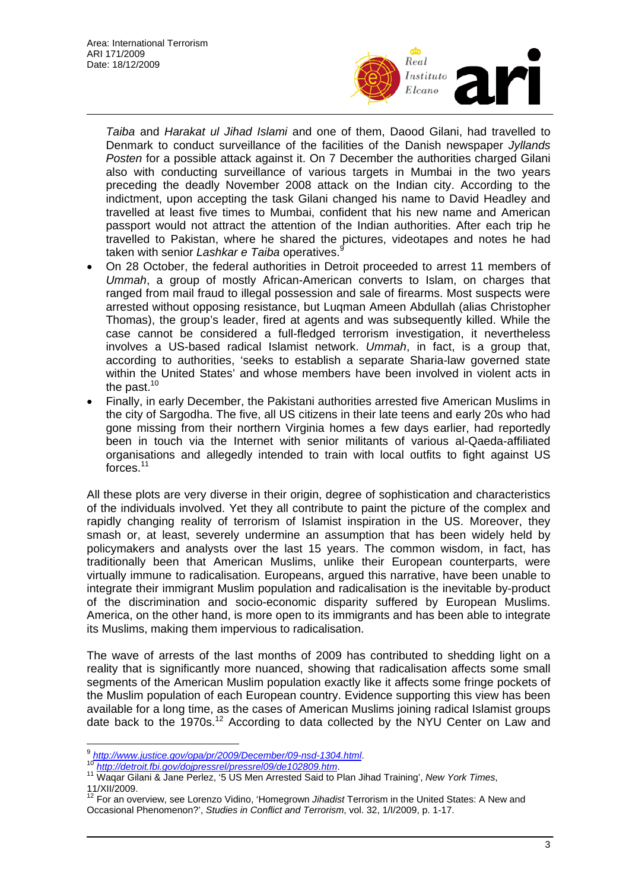*Taiba* and *Harakat ul Jihad Islami* and one of them, Daood Gilani, had travelled to Denmark to conduct surveillance of the facilities of the Danish newspaper *Jyllands Posten* for a possible attack against it. On 7 December the authorities charged Gilani also with conducting surveillance of various targets in Mumbai in the two years preceding the deadly November 2008 attack on the Indian city. According to the indictment, upon accepting the task Gilani changed his name to David Headley and travelled at least five times to Mumbai, confident that his new name and American passport would not attract the attention of the Indian authorities. After each trip he travelled to Pakistan, where he shared the pictures, videotapes and notes he had taken with senior *Lashkar e Taiba* operatives.[9]

- On 28 October, the federal authorities in Detroit proceeded to arrest 11 members of *Ummah*, a group of mostly African-American converts to Islam, on charges that ranged from mail fraud to illegal possession and sale of firearms. Most suspects were arrested without opposing resistance, but Luqman Ameen Abdullah (alias Christopher Thomas), the group's leader, fired at agents and was subsequently killed. While the case cannot be considered a full-fledged terrorism investigation, it nevertheless involves a US-based radical Islamist network. *Ummah*, in fact, is a group that, according to authorities, 'seeks to establish a separate Sharia-law governed state within the United States' and whose members have been involved in violent acts in the past.[10]
- Finally, in early December, the Pakistani authorities arrested five American Muslims in the city of Sargodha. The five, all US citizens in their late teens and early 20s who had gone missing from their northern Virginia homes a few days earlier, had reportedly been in touch via the Internet with senior militants of various al-Qaeda-affiliated organisations and allegedly intended to train with local outfits to fight against US forces.[11]

All these plots are very diverse in their origin, degree of sophistication and characteristics of the individuals involved. Yet they all contribute to paint the picture of the complex and rapidly changing reality of terrorism of Islamist inspiration in the US. Moreover, they smash or, at least, severely undermine an assumption that has been widely held by policymakers and analysts over the last 15 years. The common wisdom, in fact, has traditionally been that American Muslims, unlike their European counterparts, were virtually immune to radicalisation. Europeans, argued this narrative, have been unable to integrate their immigrant Muslim population and radicalisation is the inevitable by-product of the discrimination and socio-economic disparity suffered by European Muslims. America, on the other hand, is more open to its immigrants and has been able to integrate its Muslims, making them impervious to radicalisation.

The wave of arrests of the last months of 2009 has contributed to shedding light on a reality that is significantly more nuanced, showing that radicalisation affects some small segments of the American Muslim population exactly like it affects some fringe pockets of the Muslim population of each European country. Evidence supporting this view has been available for a long time, as the cases of American Muslims joining radical Islamist groups date back to the 1970s.[12] According to data collected by the NYU Center on Law and

---

[9] *http://www.justice.gov/opa/pr/2009/December/09-nsd-1304.html*.

[10] *http://detroit.fbi.gov/dojpressrel/pressrel09/de102809.htm*.

[11] Waqar Gilani & Jane Perlez, '5 US Men Arrested Said to Plan Jihad Training', *New York Times*, 11/XII/2009.

[12] For an overview, see Lorenzo Vidino, 'Homegrown *Jihadist* Terrorism in the United States: A New and Occasional Phenomenon?', *Studies in Conflict and Terrorism*, vol. 32, 1/I/2009, p. 1-17.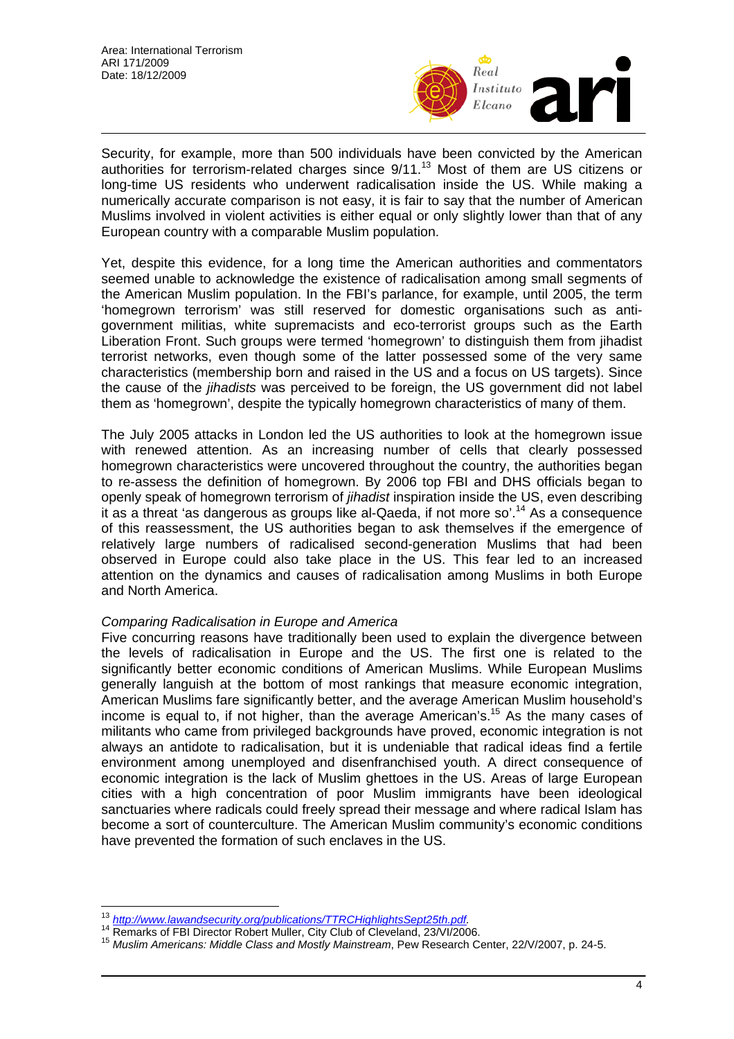Security, for example, more than 500 individuals have been convicted by the American authorities for terrorism-related charges since 9/11.[13] Most of them are US citizens or long-time US residents who underwent radicalisation inside the US. While making a numerically accurate comparison is not easy, it is fair to say that the number of American Muslims involved in violent activities is either equal or only slightly lower than that of any European country with a comparable Muslim population.

Yet, despite this evidence, for a long time the American authorities and commentators seemed unable to acknowledge the existence of radicalisation among small segments of the American Muslim population. In the FBI's parlance, for example, until 2005, the term 'homegrown terrorism' was still reserved for domestic organisations such as anti-government militias, white supremacists and eco-terrorist groups such as the Earth Liberation Front. Such groups were termed 'homegrown' to distinguish them from jihadist terrorist networks, even though some of the latter possessed some of the very same characteristics (membership born and raised in the US and a focus on US targets). Since the cause of the *jihadists* was perceived to be foreign, the US government did not label them as 'homegrown', despite the typically homegrown characteristics of many of them.

The July 2005 attacks in London led the US authorities to look at the homegrown issue with renewed attention. As an increasing number of cells that clearly possessed homegrown characteristics were uncovered throughout the country, the authorities began to re-assess the definition of homegrown. By 2006 top FBI and DHS officials began to openly speak of homegrown terrorism of *jihadist* inspiration inside the US, even describing it as a threat 'as dangerous as groups like al-Qaeda, if not more so'.[14] As a consequence of this reassessment, the US authorities began to ask themselves if the emergence of relatively large numbers of radicalised second-generation Muslims that had been observed in Europe could also take place in the US. This fear led to an increased attention on the dynamics and causes of radicalisation among Muslims in both Europe and North America.

*Comparing Radicalisation in Europe and America*

Five concurring reasons have traditionally been used to explain the divergence between the levels of radicalisation in Europe and the US. The first one is related to the significantly better economic conditions of American Muslims. While European Muslims generally languish at the bottom of most rankings that measure economic integration, American Muslims fare significantly better, and the average American Muslim household's income is equal to, if not higher, than the average American's.[15] As the many cases of militants who came from privileged backgrounds have proved, economic integration is not always an antidote to radicalisation, but it is undeniable that radical ideas find a fertile environment among unemployed and disenfranchised youth. A direct consequence of economic integration is the lack of Muslim ghettoes in the US. Areas of large European cities with a high concentration of poor Muslim immigrants have been ideological sanctuaries where radicals could freely spread their message and where radical Islam has become a sort of counterculture. The American Muslim community's economic conditions have prevented the formation of such enclaves in the US.

---

[13] *http://www.lawandsecurity.org/publications/TTRCHighlightsSept25th.pdf.*

[14] Remarks of FBI Director Robert Muller, City Club of Cleveland, 23/VI/2006.

[15] *Muslim Americans: Middle Class and Mostly Mainstream*, Pew Research Center, 22/V/2007, p. 24-5.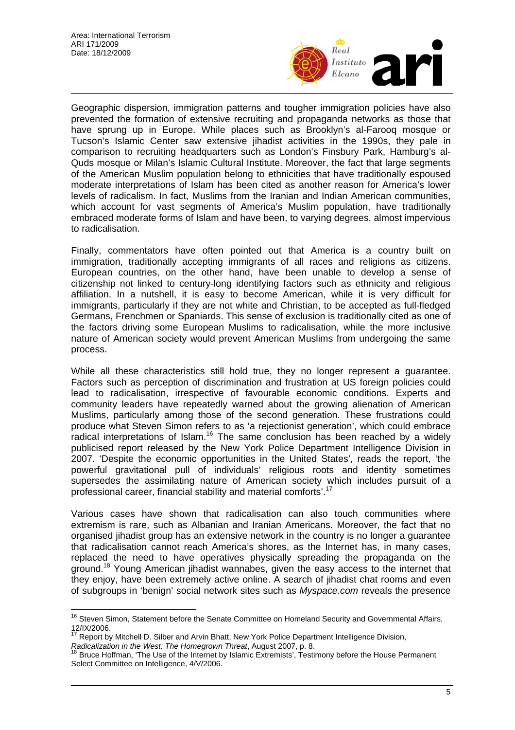Geographic dispersion, immigration patterns and tougher immigration policies have also prevented the formation of extensive recruiting and propaganda networks as those that have sprung up in Europe. While places such as Brooklyn's al-Farooq mosque or Tucson's Islamic Center saw extensive jihadist activities in the 1990s, they pale in comparison to recruiting headquarters such as London's Finsbury Park, Hamburg's al-Quds mosque or Milan's Islamic Cultural Institute. Moreover, the fact that large segments of the American Muslim population belong to ethnicities that have traditionally espoused moderate interpretations of Islam has been cited as another reason for America's lower levels of radicalism. In fact, Muslims from the Iranian and Indian American communities, which account for vast segments of America's Muslim population, have traditionally embraced moderate forms of Islam and have been, to varying degrees, almost impervious to radicalisation.

Finally, commentators have often pointed out that America is a country built on immigration, traditionally accepting immigrants of all races and religions as citizens. European countries, on the other hand, have been unable to develop a sense of citizenship not linked to century-long identifying factors such as ethnicity and religious affiliation. In a nutshell, it is easy to become American, while it is very difficult for immigrants, particularly if they are not white and Christian, to be accepted as full-fledged Germans, Frenchmen or Spaniards. This sense of exclusion is traditionally cited as one of the factors driving some European Muslims to radicalisation, while the more inclusive nature of American society would prevent American Muslims from undergoing the same process.

While all these characteristics still hold true, they no longer represent a guarantee. Factors such as perception of discrimination and frustration at US foreign policies could lead to radicalisation, irrespective of favourable economic conditions. Experts and community leaders have repeatedly warned about the growing alienation of American Muslims, particularly among those of the second generation. These frustrations could produce what Steven Simon refers to as 'a rejectionist generation', which could embrace radical interpretations of Islam.[16] The same conclusion has been reached by a widely publicised report released by the New York Police Department Intelligence Division in 2007. 'Despite the economic opportunities in the United States', reads the report, 'the powerful gravitational pull of individuals' religious roots and identity sometimes supersedes the assimilating nature of American society which includes pursuit of a professional career, financial stability and material comforts'.[17]

Various cases have shown that radicalisation can also touch communities where extremism is rare, such as Albanian and Iranian Americans. Moreover, the fact that no organised jihadist group has an extensive network in the country is no longer a guarantee that radicalisation cannot reach America's shores, as the Internet has, in many cases, replaced the need to have operatives physically spreading the propaganda on the ground.[18] Young American jihadist wannabes, given the easy access to the internet that they enjoy, have been extremely active online. A search of jihadist chat rooms and even of subgroups in 'benign' social network sites such as *Myspace.com* reveals the presence

---

[16] Steven Simon, Statement before the Senate Committee on Homeland Security and Governmental Affairs, 12/IX/2006.

[17] Report by Mitchell D. Silber and Arvin Bhatt, New York Police Department Intelligence Division, *Radicalization in the West: The Homegrown Threat*, August 2007, p. 8.

[18] Bruce Hoffman, 'The Use of the Internet by Islamic Extremists', Testimony before the House Permanent Select Committee on Intelligence, 4/V/2006.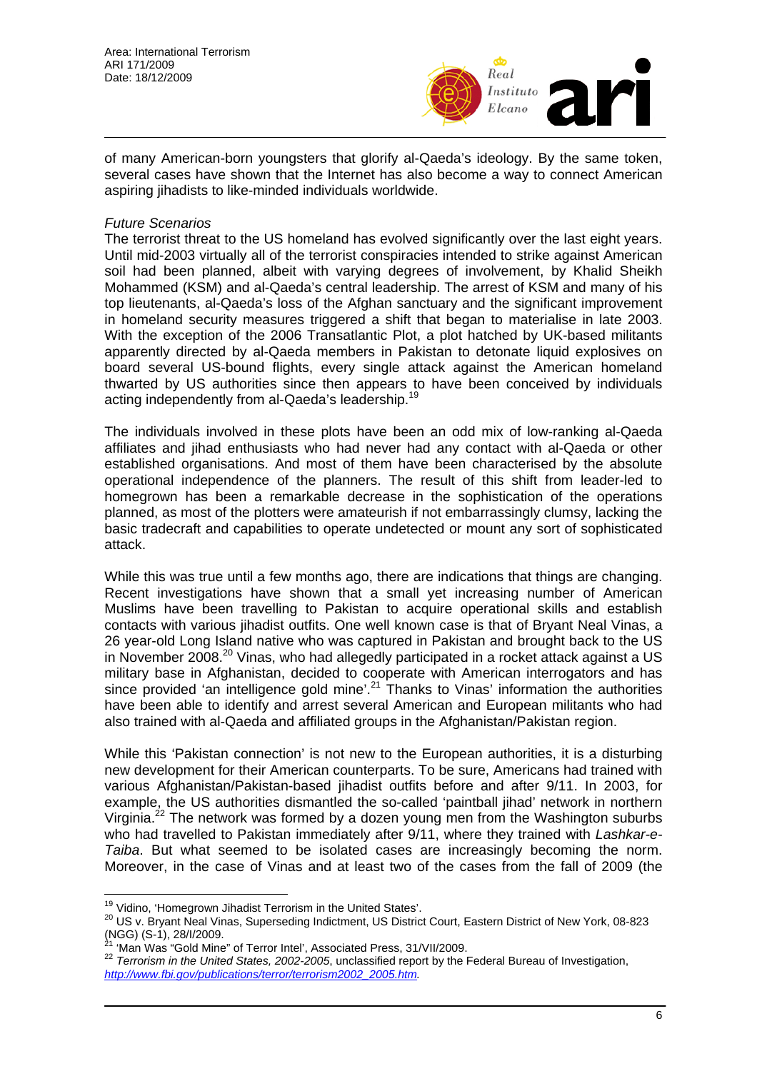of many American-born youngsters that glorify al-Qaeda's ideology. By the same token, several cases have shown that the Internet has also become a way to connect American aspiring jihadists to like-minded individuals worldwide.

*Future Scenarios*

The terrorist threat to the US homeland has evolved significantly over the last eight years. Until mid-2003 virtually all of the terrorist conspiracies intended to strike against American soil had been planned, albeit with varying degrees of involvement, by Khalid Sheikh Mohammed (KSM) and al-Qaeda's central leadership. The arrest of KSM and many of his top lieutenants, al-Qaeda's loss of the Afghan sanctuary and the significant improvement in homeland security measures triggered a shift that began to materialise in late 2003. With the exception of the 2006 Transatlantic Plot, a plot hatched by UK-based militants apparently directed by al-Qaeda members in Pakistan to detonate liquid explosives on board several US-bound flights, every single attack against the American homeland thwarted by US authorities since then appears to have been conceived by individuals acting independently from al-Qaeda's leadership.[19]

The individuals involved in these plots have been an odd mix of low-ranking al-Qaeda affiliates and jihad enthusiasts who had never had any contact with al-Qaeda or other established organisations. And most of them have been characterised by the absolute operational independence of the planners. The result of this shift from leader-led to homegrown has been a remarkable decrease in the sophistication of the operations planned, as most of the plotters were amateurish if not embarrassingly clumsy, lacking the basic tradecraft and capabilities to operate undetected or mount any sort of sophisticated attack.

While this was true until a few months ago, there are indications that things are changing. Recent investigations have shown that a small yet increasing number of American Muslims have been travelling to Pakistan to acquire operational skills and establish contacts with various jihadist outfits. One well known case is that of Bryant Neal Vinas, a 26 year-old Long Island native who was captured in Pakistan and brought back to the US in November 2008.[20] Vinas, who had allegedly participated in a rocket attack against a US military base in Afghanistan, decided to cooperate with American interrogators and has since provided 'an intelligence gold mine'.[21] Thanks to Vinas' information the authorities have been able to identify and arrest several American and European militants who had also trained with al-Qaeda and affiliated groups in the Afghanistan/Pakistan region.

While this 'Pakistan connection' is not new to the European authorities, it is a disturbing new development for their American counterparts. To be sure, Americans had trained with various Afghanistan/Pakistan-based jihadist outfits before and after 9/11. In 2003, for example, the US authorities dismantled the so-called 'paintball jihad' network in northern Virginia.[22] The network was formed by a dozen young men from the Washington suburbs who had travelled to Pakistan immediately after 9/11, where they trained with *Lashkar-e-Taiba*. But what seemed to be isolated cases are increasingly becoming the norm. Moreover, in the case of Vinas and at least two of the cases from the fall of 2009 (the

---

[19] Vidino, 'Homegrown Jihadist Terrorism in the United States'.

[20] US v. Bryant Neal Vinas, Superseding Indictment, US District Court, Eastern District of New York, 08-823 (NGG) (S-1), 28/I/2009.

[21] 'Man Was "Gold Mine" of Terror Intel', Associated Press, 31/VII/2009.

[22] *Terrorism in the United States, 2002-2005*, unclassified report by the Federal Bureau of Investigation, *http://www.fbi.gov/publications/terror/terrorism2002_2005.htm*.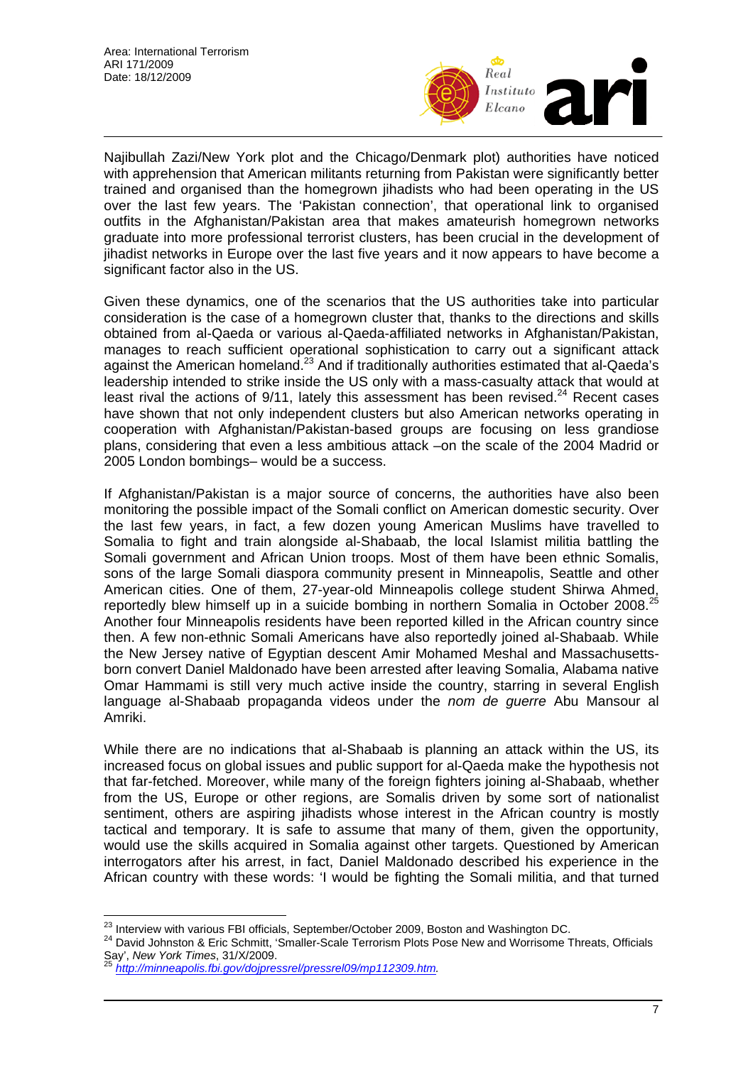Najibullah Zazi/New York plot and the Chicago/Denmark plot) authorities have noticed with apprehension that American militants returning from Pakistan were significantly better trained and organised than the homegrown jihadists who had been operating in the US over the last few years. The 'Pakistan connection', that operational link to organised outfits in the Afghanistan/Pakistan area that makes amateurish homegrown networks graduate into more professional terrorist clusters, has been crucial in the development of jihadist networks in Europe over the last five years and it now appears to have become a significant factor also in the US.

Given these dynamics, one of the scenarios that the US authorities take into particular consideration is the case of a homegrown cluster that, thanks to the directions and skills obtained from al-Qaeda or various al-Qaeda-affiliated networks in Afghanistan/Pakistan, manages to reach sufficient operational sophistication to carry out a significant attack against the American homeland.[23] And if traditionally authorities estimated that al-Qaeda's leadership intended to strike inside the US only with a mass-casualty attack that would at least rival the actions of 9/11, lately this assessment has been revised.[24] Recent cases have shown that not only independent clusters but also American networks operating in cooperation with Afghanistan/Pakistan-based groups are focusing on less grandiose plans, considering that even a less ambitious attack –on the scale of the 2004 Madrid or 2005 London bombings– would be a success.

If Afghanistan/Pakistan is a major source of concerns, the authorities have also been monitoring the possible impact of the Somali conflict on American domestic security. Over the last few years, in fact, a few dozen young American Muslims have travelled to Somalia to fight and train alongside al-Shabaab, the local Islamist militia battling the Somali government and African Union troops. Most of them have been ethnic Somalis, sons of the large Somali diaspora community present in Minneapolis, Seattle and other American cities. One of them, 27-year-old Minneapolis college student Shirwa Ahmed, reportedly blew himself up in a suicide bombing in northern Somalia in October 2008.[25] Another four Minneapolis residents have been reported killed in the African country since then. A few non-ethnic Somali Americans have also reportedly joined al-Shabaab. While the New Jersey native of Egyptian descent Amir Mohamed Meshal and Massachusetts-born convert Daniel Maldonado have been arrested after leaving Somalia, Alabama native Omar Hammami is still very much active inside the country, starring in several English language al-Shabaab propaganda videos under the *nom de guerre* Abu Mansour al Amriki.

While there are no indications that al-Shabaab is planning an attack within the US, its increased focus on global issues and public support for al-Qaeda make the hypothesis not that far-fetched. Moreover, while many of the foreign fighters joining al-Shabaab, whether from the US, Europe or other regions, are Somalis driven by some sort of nationalist sentiment, others are aspiring jihadists whose interest in the African country is mostly tactical and temporary. It is safe to assume that many of them, given the opportunity, would use the skills acquired in Somalia against other targets. Questioned by American interrogators after his arrest, in fact, Daniel Maldonado described his experience in the African country with these words: 'I would be fighting the Somali militia, and that turned

---

[23] Interview with various FBI officials, September/October 2009, Boston and Washington DC.

[24] David Johnston & Eric Schmitt, 'Smaller-Scale Terrorism Plots Pose New and Worrisome Threats, Officials Say', *New York Times*, 31/X/2009.

[25] *http://minneapolis.fbi.gov/dojpressrel/pressrel09/mp112309.htm*.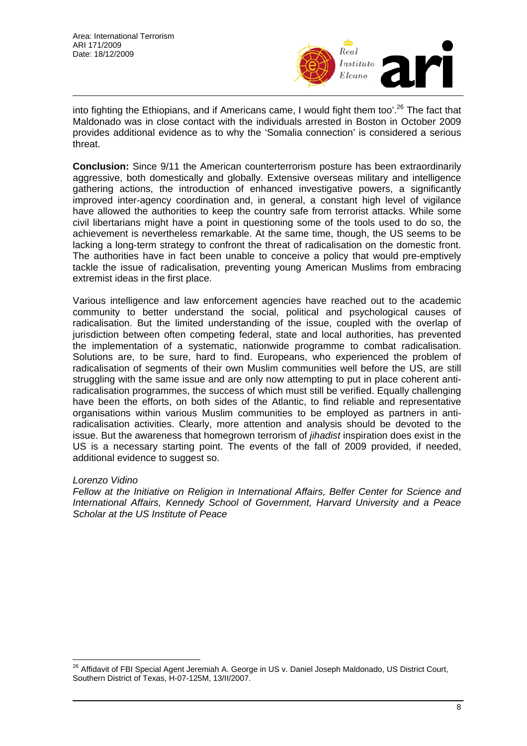into fighting the Ethiopians, and if Americans came, I would fight them too'.[26] The fact that Maldonado was in close contact with the individuals arrested in Boston in October 2009 provides additional evidence as to why the 'Somalia connection' is considered a serious threat.

**Conclusion:** Since 9/11 the American counterterrorism posture has been extraordinarily aggressive, both domestically and globally. Extensive overseas military and intelligence gathering actions, the introduction of enhanced investigative powers, a significantly improved inter-agency coordination and, in general, a constant high level of vigilance have allowed the authorities to keep the country safe from terrorist attacks. While some civil libertarians might have a point in questioning some of the tools used to do so, the achievement is nevertheless remarkable. At the same time, though, the US seems to be lacking a long-term strategy to confront the threat of radicalisation on the domestic front. The authorities have in fact been unable to conceive a policy that would pre-emptively tackle the issue of radicalisation, preventing young American Muslims from embracing extremist ideas in the first place.

Various intelligence and law enforcement agencies have reached out to the academic community to better understand the social, political and psychological causes of radicalisation. But the limited understanding of the issue, coupled with the overlap of jurisdiction between often competing federal, state and local authorities, has prevented the implementation of a systematic, nationwide programme to combat radicalisation. Solutions are, to be sure, hard to find. Europeans, who experienced the problem of radicalisation of segments of their own Muslim communities well before the US, are still struggling with the same issue and are only now attempting to put in place coherent anti-radicalisation programmes, the success of which must still be verified. Equally challenging have been the efforts, on both sides of the Atlantic, to find reliable and representative organisations within various Muslim communities to be employed as partners in anti-radicalisation activities. Clearly, more attention and analysis should be devoted to the issue. But the awareness that homegrown terrorism of *jihadist* inspiration does exist in the US is a necessary starting point. The events of the fall of 2009 provided, if needed, additional evidence to suggest so.

*Lorenzo Vidino*
*Fellow at the Initiative on Religion in International Affairs, Belfer Center for Science and International Affairs, Kennedy School of Government, Harvard University and a Peace Scholar at the US Institute of Peace*

---

[26] Affidavit of FBI Special Agent Jeremiah A. George in US v. Daniel Joseph Maldonado, US District Court, Southern District of Texas, H-07-125M, 13/II/2007.